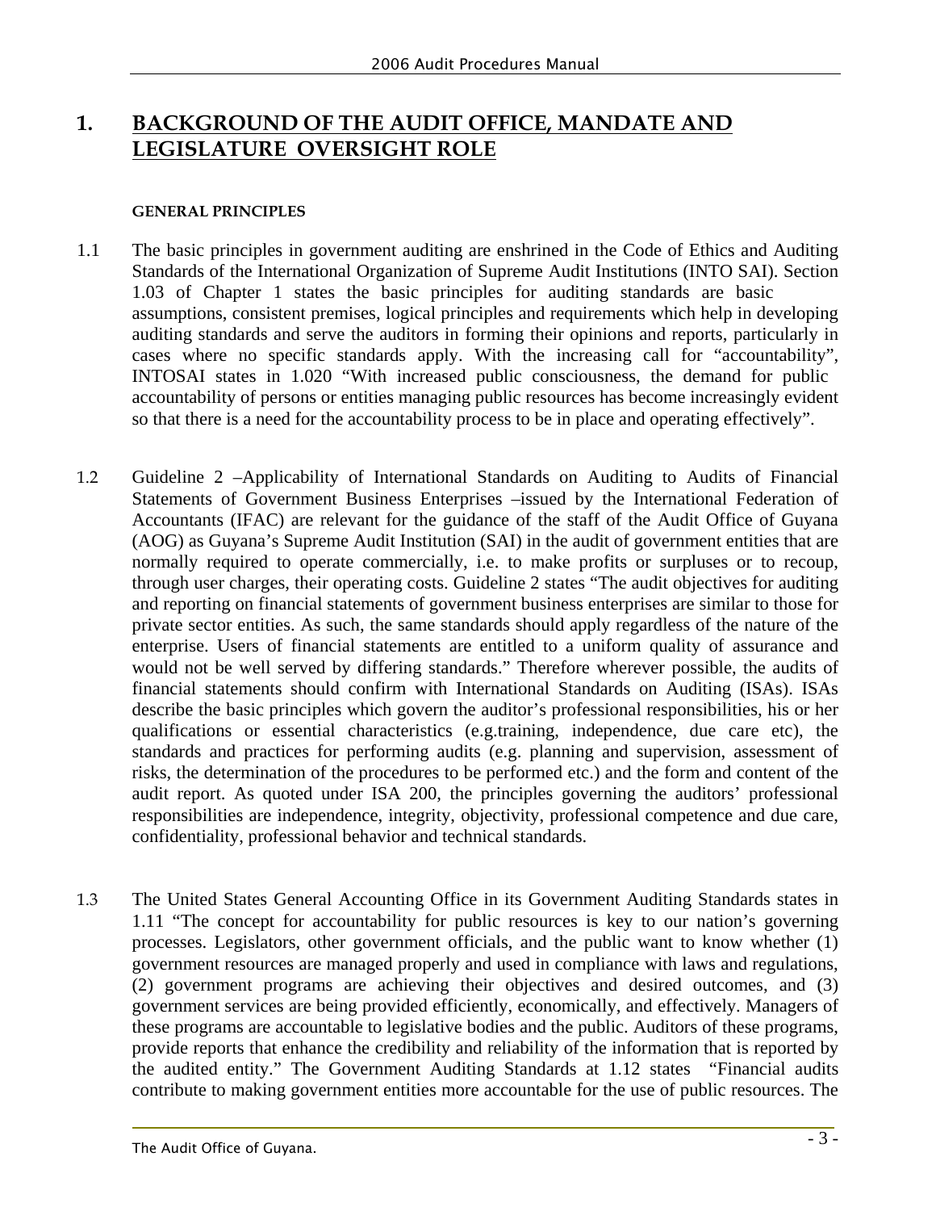# 1. BACKGROUND OF THE AUDIT OFFICE, MANDATE AND LEGISLATURE OVERSIGHT ROLE

**GENERAL PRINCIPLES**

1.1 The basic principles in government auditing are enshrined in the Code of Ethics and Auditing Standards of the International Organization of Supreme Audit Institutions (INTO SAI). Section 1.03 of Chapter 1 states the basic principles for auditing standards are basic assumptions, consistent premises, logical principles and requirements which help in developing auditing standards and serve the auditors in forming their opinions and reports, particularly in cases where no specific standards apply. With the increasing call for "accountability", INTOSAI states in 1.020 "With increased public consciousness, the demand for public accountability of persons or entities managing public resources has become increasingly evident so that there is a need for the accountability process to be in place and operating effectively".

1.2 Guideline 2 –Applicability of International Standards on Auditing to Audits of Financial Statements of Government Business Enterprises –issued by the International Federation of Accountants (IFAC) are relevant for the guidance of the staff of the Audit Office of Guyana (AOG) as Guyana's Supreme Audit Institution (SAI) in the audit of government entities that are normally required to operate commercially, i.e. to make profits or surpluses or to recoup, through user charges, their operating costs. Guideline 2 states "The audit objectives for auditing and reporting on financial statements of government business enterprises are similar to those for private sector entities. As such, the same standards should apply regardless of the nature of the enterprise. Users of financial statements are entitled to a uniform quality of assurance and would not be well served by differing standards." Therefore wherever possible, the audits of financial statements should confirm with International Standards on Auditing (ISAs). ISAs describe the basic principles which govern the auditor's professional responsibilities, his or her qualifications or essential characteristics (e.g.training, independence, due care etc), the standards and practices for performing audits (e.g. planning and supervision, assessment of risks, the determination of the procedures to be performed etc.) and the form and content of the audit report. As quoted under ISA 200, the principles governing the auditors' professional responsibilities are independence, integrity, objectivity, professional competence and due care, confidentiality, professional behavior and technical standards.

1.3 The United States General Accounting Office in its Government Auditing Standards states in 1.11 "The concept for accountability for public resources is key to our nation's governing processes. Legislators, other government officials, and the public want to know whether (1) government resources are managed properly and used in compliance with laws and regulations, (2) government programs are achieving their objectives and desired outcomes, and (3) government services are being provided efficiently, economically, and effectively. Managers of these programs are accountable to legislative bodies and the public. Auditors of these programs, provide reports that enhance the credibility and reliability of the information that is reported by the audited entity." The Government Auditing Standards at 1.12 states "Financial audits contribute to making government entities more accountable for the use of public resources. The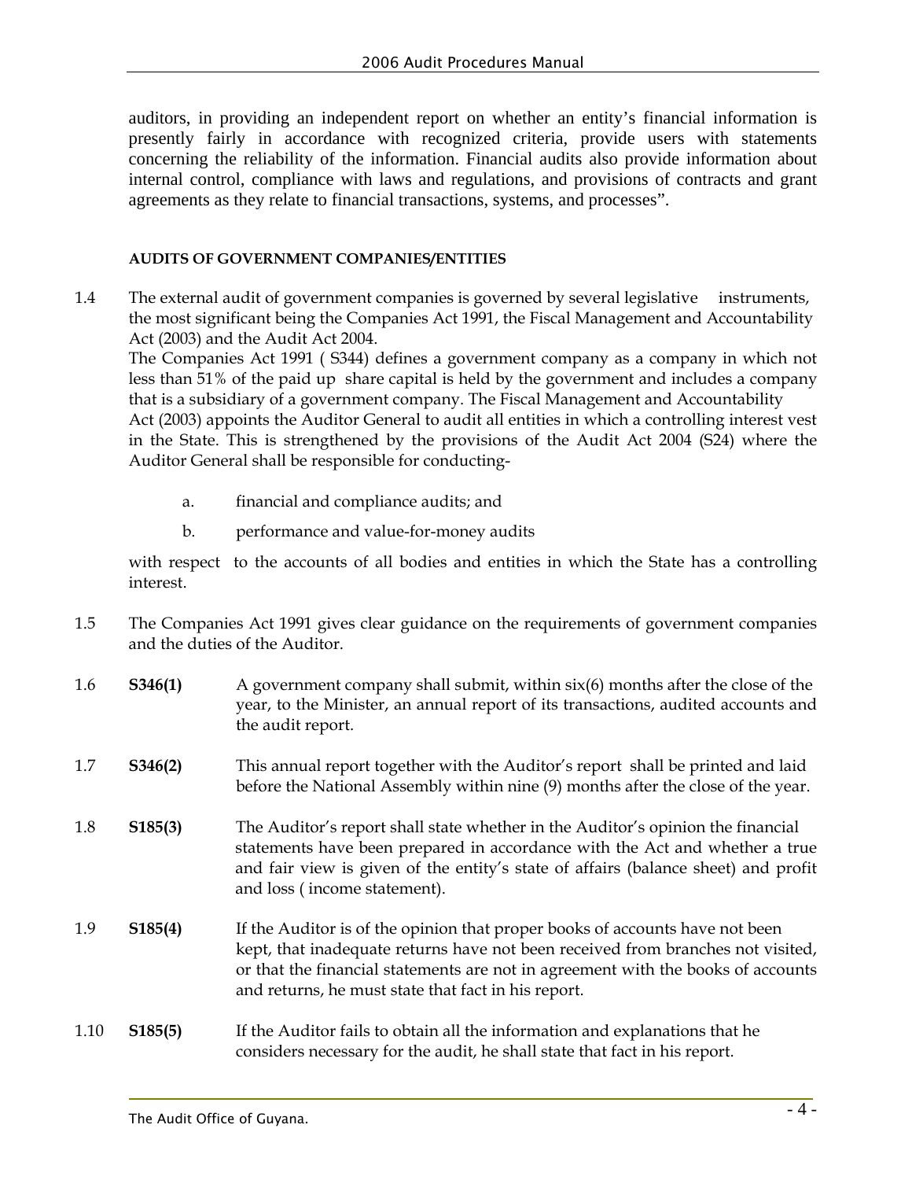auditors, in providing an independent report on whether an entity's financial information is presently fairly in accordance with recognized criteria, provide users with statements concerning the reliability of the information. Financial audits also provide information about internal control, compliance with laws and regulations, and provisions of contracts and grant agreements as they relate to financial transactions, systems, and processes".

**AUDITS OF GOVERNMENT COMPANIES/ENTITIES**

1.4 The external audit of government companies is governed by several legislative instruments, the most significant being the Companies Act 1991, the Fiscal Management and Accountability Act (2003) and the Audit Act 2004.

The Companies Act 1991 ( S344) defines a government company as a company in which not less than 51% of the paid up share capital is held by the government and includes a company that is a subsidiary of a government company. The Fiscal Management and Accountability Act (2003) appoints the Auditor General to audit all entities in which a controlling interest vest in the State. This is strengthened by the provisions of the Audit Act 2004 (S24) where the Auditor General shall be responsible for conducting-

a. financial and compliance audits; and

b. performance and value-for-money audits

with respect to the accounts of all bodies and entities in which the State has a controlling interest.

1.5 The Companies Act 1991 gives clear guidance on the requirements of government companies and the duties of the Auditor.

1.6 **S346(1)** A government company shall submit, within six(6) months after the close of the year, to the Minister, an annual report of its transactions, audited accounts and the audit report.

1.7 **S346(2)** This annual report together with the Auditor's report shall be printed and laid before the National Assembly within nine (9) months after the close of the year.

1.8 **S185(3)** The Auditor's report shall state whether in the Auditor's opinion the financial statements have been prepared in accordance with the Act and whether a true and fair view is given of the entity's state of affairs (balance sheet) and profit and loss ( income statement).

1.9 **S185(4)** If the Auditor is of the opinion that proper books of accounts have not been kept, that inadequate returns have not been received from branches not visited, or that the financial statements are not in agreement with the books of accounts and returns, he must state that fact in his report.

1.10 **S185(5)** If the Auditor fails to obtain all the information and explanations that he considers necessary for the audit, he shall state that fact in his report.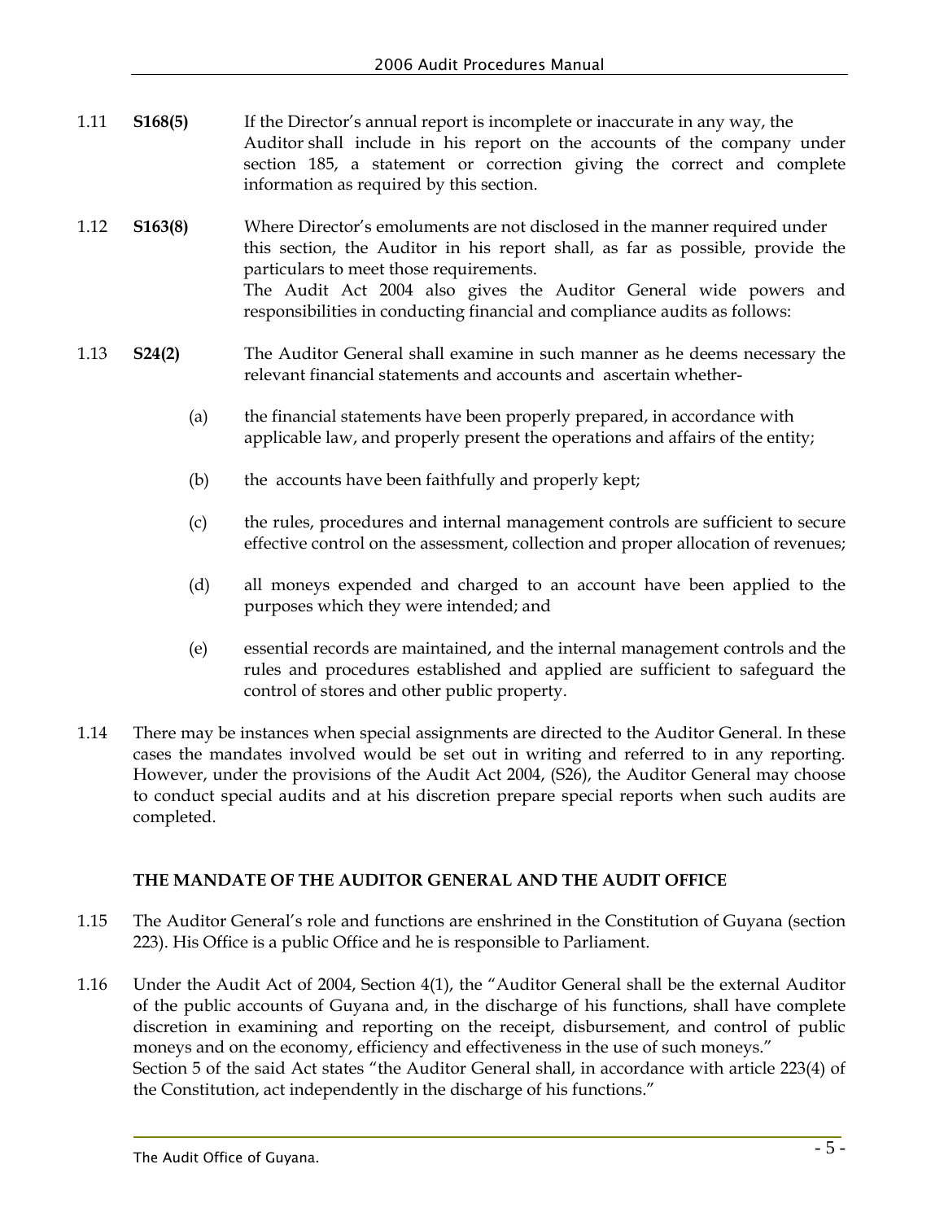1.11 **S168(5)** If the Director's annual report is incomplete or inaccurate in any way, the Auditor shall include in his report on the accounts of the company under section 185, a statement or correction giving the correct and complete information as required by this section.

1.12 **S163(8)** Where Director's emoluments are not disclosed in the manner required under this section, the Auditor in his report shall, as far as possible, provide the particulars to meet those requirements.
The Audit Act 2004 also gives the Auditor General wide powers and responsibilities in conducting financial and compliance audits as follows:

1.13 **S24(2)** The Auditor General shall examine in such manner as he deems necessary the relevant financial statements and accounts and ascertain whether-

(a) the financial statements have been properly prepared, in accordance with applicable law, and properly present the operations and affairs of the entity;

(b) the accounts have been faithfully and properly kept;

(c) the rules, procedures and internal management controls are sufficient to secure effective control on the assessment, collection and proper allocation of revenues;

(d) all moneys expended and charged to an account have been applied to the purposes which they were intended; and

(e) essential records are maintained, and the internal management controls and the rules and procedures established and applied are sufficient to safeguard the control of stores and other public property.

1.14 There may be instances when special assignments are directed to the Auditor General. In these cases the mandates involved would be set out in writing and referred to in any reporting. However, under the provisions of the Audit Act 2004, (S26), the Auditor General may choose to conduct special audits and at his discretion prepare special reports when such audits are completed.

## THE MANDATE OF THE AUDITOR GENERAL AND THE AUDIT OFFICE

1.15 The Auditor General's role and functions are enshrined in the Constitution of Guyana (section 223). His Office is a public Office and he is responsible to Parliament.

1.16 Under the Audit Act of 2004, Section 4(1), the "Auditor General shall be the external Auditor of the public accounts of Guyana and, in the discharge of his functions, shall have complete discretion in examining and reporting on the receipt, disbursement, and control of public moneys and on the economy, efficiency and effectiveness in the use of such moneys."
Section 5 of the said Act states "the Auditor General shall, in accordance with article 223(4) of the Constitution, act independently in the discharge of his functions."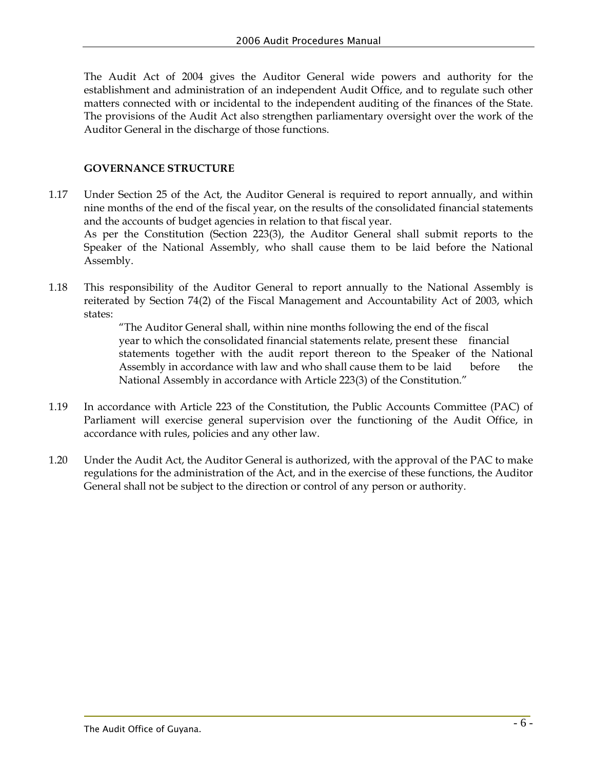The Audit Act of 2004 gives the Auditor General wide powers and authority for the establishment and administration of an independent Audit Office, and to regulate such other matters connected with or incidental to the independent auditing of the finances of the State. The provisions of the Audit Act also strengthen parliamentary oversight over the work of the Auditor General in the discharge of those functions.

## GOVERNANCE STRUCTURE

1.17 Under Section 25 of the Act, the Auditor General is required to report annually, and within nine months of the end of the fiscal year, on the results of the consolidated financial statements and the accounts of budget agencies in relation to that fiscal year.
As per the Constitution (Section 223(3), the Auditor General shall submit reports to the Speaker of the National Assembly, who shall cause them to be laid before the National Assembly.

1.18 This responsibility of the Auditor General to report annually to the National Assembly is reiterated by Section 74(2) of the Fiscal Management and Accountability Act of 2003, which states:

> "The Auditor General shall, within nine months following the end of the fiscal year to which the consolidated financial statements relate, present these financial statements together with the audit report thereon to the Speaker of the National Assembly in accordance with law and who shall cause them to be laid before the National Assembly in accordance with Article 223(3) of the Constitution."

1.19 In accordance with Article 223 of the Constitution, the Public Accounts Committee (PAC) of Parliament will exercise general supervision over the functioning of the Audit Office, in accordance with rules, policies and any other law.

1.20 Under the Audit Act, the Auditor General is authorized, with the approval of the PAC to make regulations for the administration of the Act, and in the exercise of these functions, the Auditor General shall not be subject to the direction or control of any person or authority.